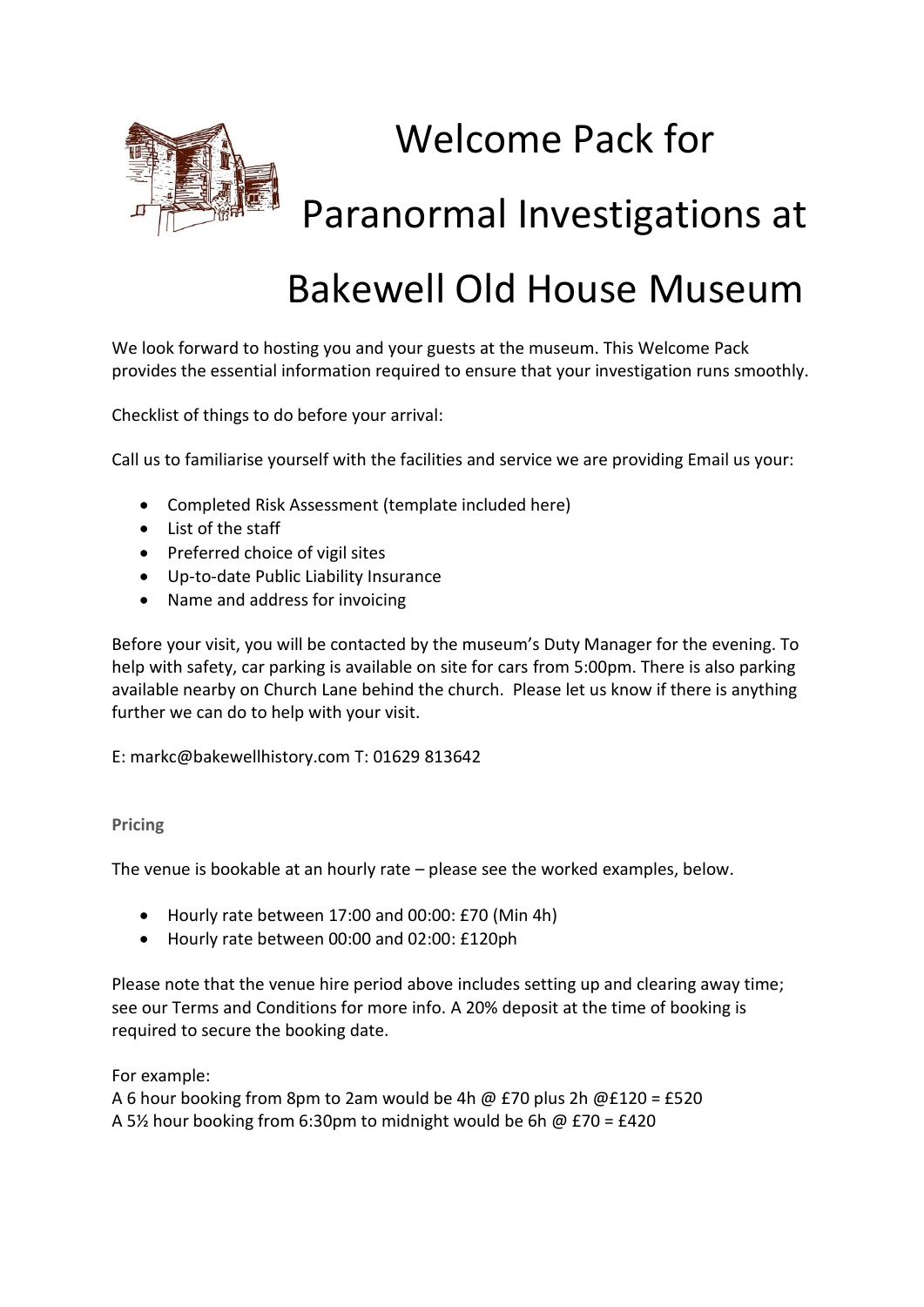# Welcome Pack for Paranormal Investigations at Bakewell Old House Museum

We look forward to hosting you and your guests at the museum. This Welcome Pack provides the essential information required to ensure that your investigation runs smoothly.

Checklist of things to do before your arrival:

Call us to familiarise yourself with the facilities and service we are providing Email us your:

- Completed Risk Assessment (template included here)
- List of the staff
- Preferred choice of vigil sites
- Up-to-date Public Liability Insurance
- Name and address for invoicing

Before your visit, you will be contacted by the museum's Duty Manager for the evening. To help with safety, car parking is available on site for cars from 5:00pm. There is also parking available nearby on Church Lane behind the church. Please let us know if there is anything further we can do to help with your visit.

E: markc@bakewellhistory.com T: 01629 813642

**Pricing**

The venue is bookable at an hourly rate – please see the worked examples, below.

- Hourly rate between 17:00 and 00:00: £70 (Min 4h)
- Hourly rate between 00:00 and 02:00: £120ph

Please note that the venue hire period above includes setting up and clearing away time; see our Terms and Conditions for more info. A 20% deposit at the time of booking is required to secure the booking date.

For example:
A 6 hour booking from 8pm to 2am would be 4h @ £70 plus 2h @£120 = £520
A 5½ hour booking from 6:30pm to midnight would be 6h @ £70 = £420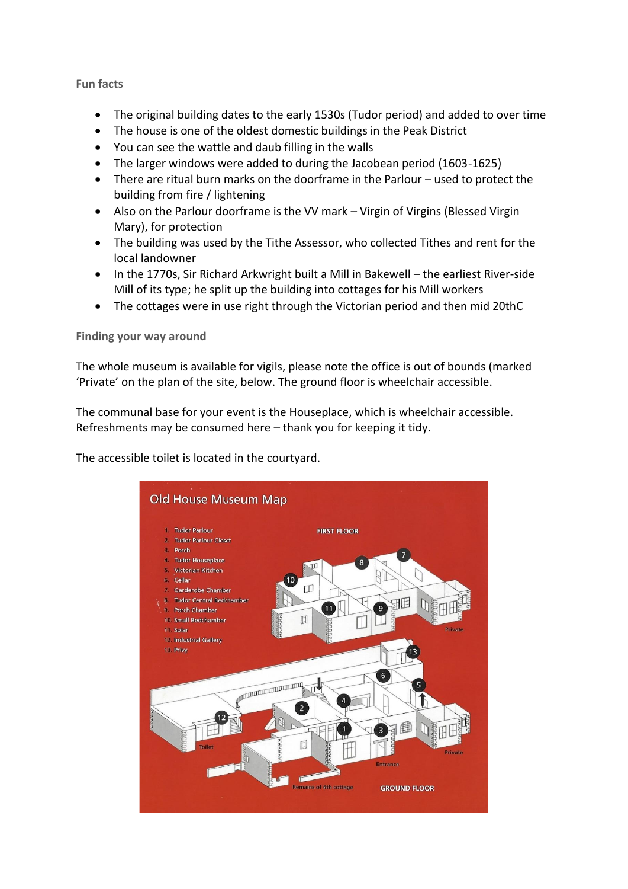### Fun facts

- The original building dates to the early 1530s (Tudor period) and added to over time
- The house is one of the oldest domestic buildings in the Peak District
- You can see the wattle and daub filling in the walls
- The larger windows were added to during the Jacobean period (1603-1625)
- There are ritual burn marks on the doorframe in the Parlour – used to protect the building from fire / lightening
- Also on the Parlour doorframe is the VV mark – Virgin of Virgins (Blessed Virgin Mary), for protection
- The building was used by the Tithe Assessor, who collected Tithes and rent for the local landowner
- In the 1770s, Sir Richard Arkwright built a Mill in Bakewell – the earliest River-side Mill of its type; he split up the building into cottages for his Mill workers
- The cottages were in use right through the Victorian period and then mid 20thC

### Finding your way around

The whole museum is available for vigils, please note the office is out of bounds (marked 'Private' on the plan of the site, below. The ground floor is wheelchair accessible.

The communal base for your event is the Houseplace, which is wheelchair accessible. Refreshments may be consumed here – thank you for keeping it tidy.

The accessible toilet is located in the courtyard.

**Old House Museum Map**

1. Tudor Parlour
2. Tudor Parlour Closet
3. Porch
4. Tudor Houseplace
5. Victorian Kitchen
6. Cellar
7. Garderobe Chamber
8. Tudor Central Bedchamber
9. Porch Chamber
10. Small Bedchamber
11. Solar
12. Industrial Gallery
13. Privy

FIRST FLOOR

Private

Toilet

Entrance

Private

Remains of 6th cottage

GROUND FLOOR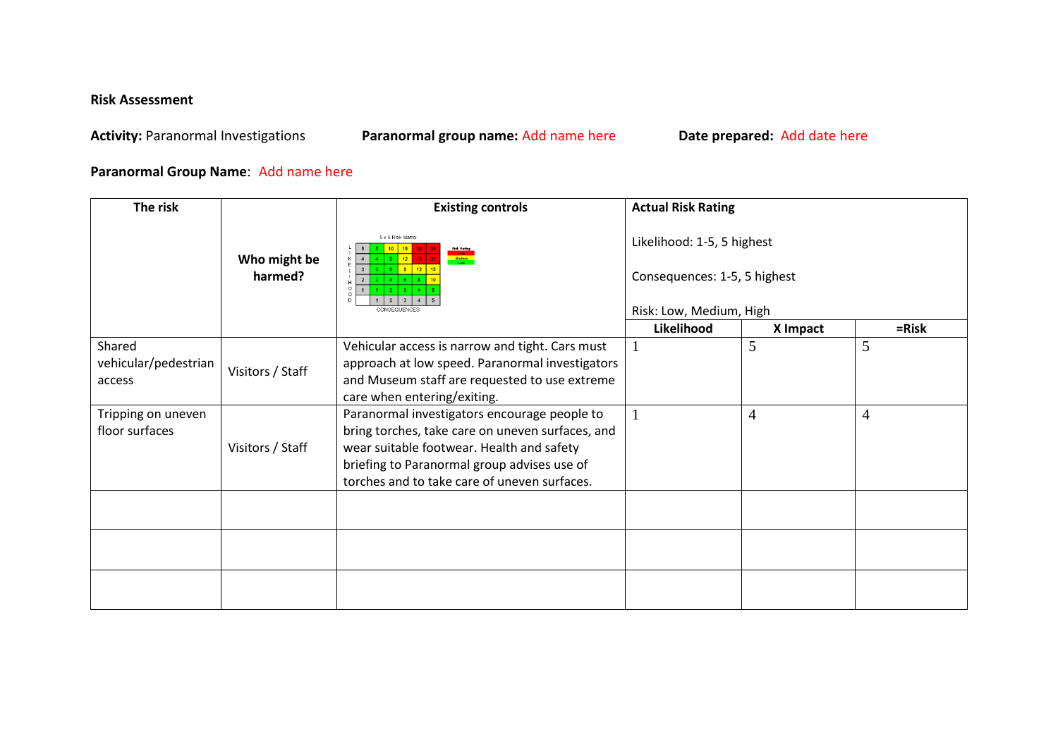**Risk Assessment**

**Activity:** Paranormal Investigations **Paranormal group name:** Add name here **Date prepared:** Add date here

**Paranormal Group Name**: Add name here

| The risk | Who might be harmed? | Existing controls | Actual Risk Rating<br><br>Likelihood: 1-5, 5 highest<br><br>Consequences: 1-5, 5 highest<br><br>Risk: Low, Medium, High | | |
|---|---|---|---|---|---|
| | | | Likelihood | X Impact | =Risk |
| Shared vehicular/pedestrian access | Visitors / Staff | Vehicular access is narrow and tight. Cars must approach at low speed. Paranormal investigators and Museum staff are requested to use extreme care when entering/exiting. | 1 | 5 | 5 |
| Tripping on uneven floor surfaces | Visitors / Staff | Paranormal investigators encourage people to bring torches, take care on uneven surfaces, and wear suitable footwear. Health and safety briefing to Paranormal group advises use of torches and to take care of uneven surfaces. | 1 | 4 | 4 |
| | | | | | |
| | | | | | |
| | | | | | |

5 x 5 Risk Matrix

LIKELIHOOD

CONSEQUENCES

Risk Rating

High

Medium

Low